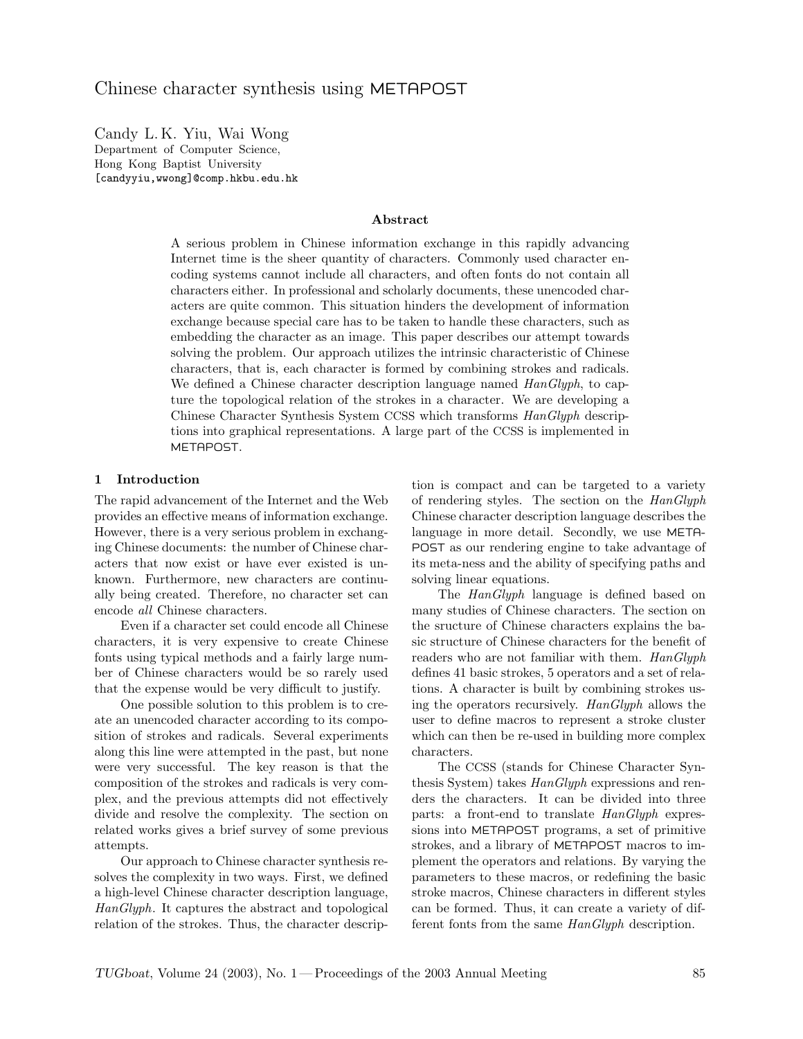# Chinese character synthesis using METAPOST

Candy L. K. Yiu, Wai Wong
Department of Computer Science,
Hong Kong Baptist University
[candyyiu,wwong]@comp.hkbu.edu.hk

### Abstract

A serious problem in Chinese information exchange in this rapidly advancing Internet time is the sheer quantity of characters. Commonly used character encoding systems cannot include all characters, and often fonts do not contain all characters either. In professional and scholarly documents, these unencoded characters are quite common. This situation hinders the development of information exchange because special care has to be taken to handle these characters, such as embedding the character as an image. This paper describes our attempt towards solving the problem. Our approach utilizes the intrinsic characteristic of Chinese characters, that is, each character is formed by combining strokes and radicals. We defined a Chinese character description language named *HanGlyph*, to capture the topological relation of the strokes in a character. We are developing a Chinese Character Synthesis System CCSS which transforms *HanGlyph* descriptions into graphical representations. A large part of the CCSS is implemented in METAPOST.

## 1 Introduction

The rapid advancement of the Internet and the Web provides an effective means of information exchange. However, there is a very serious problem in exchanging Chinese documents: the number of Chinese characters that now exist or have ever existed is unknown. Furthermore, new characters are continually being created. Therefore, no character set can encode *all* Chinese characters.

Even if a character set could encode all Chinese characters, it is very expensive to create Chinese fonts using typical methods and a fairly large number of Chinese characters would be so rarely used that the expense would be very difficult to justify.

One possible solution to this problem is to create an unencoded character according to its composition of strokes and radicals. Several experiments along this line were attempted in the past, but none were very successful. The key reason is that the composition of the strokes and radicals is very complex, and the previous attempts did not effectively divide and resolve the complexity. The section on related works gives a brief survey of some previous attempts.

Our approach to Chinese character synthesis resolves the complexity in two ways. First, we defined a high-level Chinese character description language, *HanGlyph*. It captures the abstract and topological relation of the strokes. Thus, the character description is compact and can be targeted to a variety of rendering styles. The section on the *HanGlyph* Chinese character description language describes the language in more detail. Secondly, we use METAPOST as our rendering engine to take advantage of its meta-ness and the ability of specifying paths and solving linear equations.

The *HanGlyph* language is defined based on many studies of Chinese characters. The section on the sructure of Chinese characters explains the basic structure of Chinese characters for the benefit of readers who are not familiar with them. *HanGlyph* defines 41 basic strokes, 5 operators and a set of relations. A character is built by combining strokes using the operators recursively. *HanGlyph* allows the user to define macros to represent a stroke cluster which can then be re-used in building more complex characters.

The CCSS (stands for Chinese Character Synthesis System) takes *HanGlyph* expressions and renders the characters. It can be divided into three parts: a front-end to translate *HanGlyph* expressions into METAPOST programs, a set of primitive strokes, and a library of METAPOST macros to implement the operators and relations. By varying the parameters to these macros, or redefining the basic stroke macros, Chinese characters in different styles can be formed. Thus, it can create a variety of different fonts from the same *HanGlyph* description.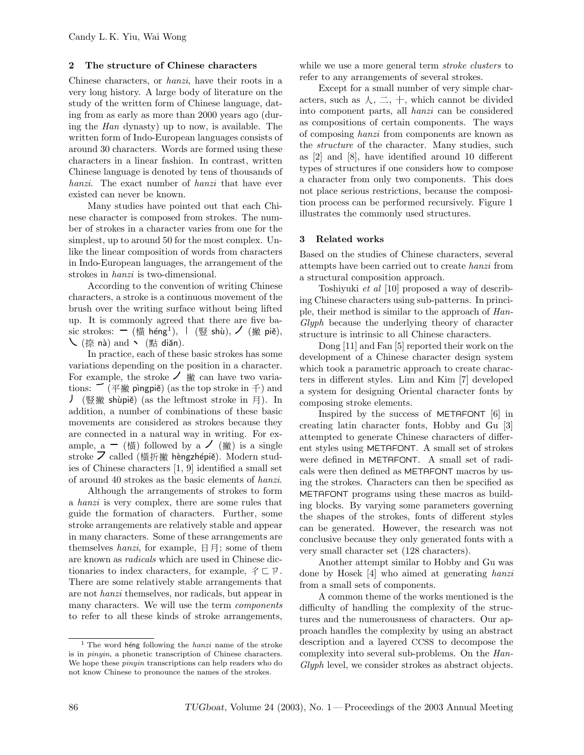## 2 The structure of Chinese characters

Chinese characters, or *hanzi*, have their roots in a very long history. A large body of literature on the study of the written form of Chinese language, dating from as early as more than 2000 years ago (during the *Han* dynasty) up to now, is available. The written form of Indo-European languages consists of around 30 characters. Words are formed using these characters in a linear fashion. In contrast, written Chinese language is denoted by tens of thousands of *hanzi*. The exact number of *hanzi* that have ever existed can never be known.

Many studies have pointed out that each Chinese character is composed from strokes. The number of strokes in a character varies from one for the simplest, up to around 50 for the most complex. Unlike the linear composition of words from characters in Indo-European languages, the arrangement of the strokes in *hanzi* is two-dimensional.

According to the convention of writing Chinese characters, a stroke is a continuous movement of the brush over the writing surface without being lifted up. It is commonly agreed that there are five basic strokes: 一 (橫 héng[1]), 丨 (豎 shù), ノ (撇 piě), ㇏ (捺 nà) and 丶 (點 diǎn).

In practice, each of these basic strokes has some variations depending on the position in a character. For example, the stroke ノ 撇 can have two variations: ㇀ (平撇 pìngpiě) (as the top stroke in 千) and 丿 (豎撇 shùpiě) (as the leftmost stroke in 月). In addition, a number of combinations of these basic movements are considered as strokes because they are connected in a natural way in writing. For example, a 一 (橫) followed by a ノ (撇) is a single stroke ㇇ called (橫折撇 hèngzhépiě). Modern studies of Chinese characters [1, 9] identified a small set of around 40 strokes as the basic elements of *hanzi*.

Although the arrangements of strokes to form a *hanzi* is very complex, there are some rules that guide the formation of characters. Further, some stroke arrangements are relatively stable and appear in many characters. Some of these arrangements are themselves *hanzi*, for example, 日月; some of them are known as *radicals* which are used in Chinese dictionaries to index characters, for example, 彳匚卩. There are some relatively stable arrangements that are not *hanzi* themselves, nor radicals, but appear in many characters. We will use the term *components* to refer to all these kinds of stroke arrangements, while we use a more general term *stroke clusters* to refer to any arrangements of several strokes.

Except for a small number of very simple characters, such as 人, 二, 十, which cannot be divided into component parts, all *hanzi* can be considered as compositions of certain components. The ways of composing *hanzi* from components are known as the *structure* of the character. Many studies, such as [2] and [8], have identified around 10 different types of structures if one considers how to compose a character from only two components. This does not place serious restrictions, because the composition process can be performed recursively. Figure 1 illustrates the commonly used structures.

## 3 Related works

Based on the studies of Chinese characters, several attempts have been carried out to create *hanzi* from a structural composition approach.

Toshiyuki *et al* [10] proposed a way of describing Chinese characters using sub-patterns. In principle, their method is similar to the approach of *HanGlyph* because the underlying theory of character structure is intrinsic to all Chinese characters.

Dong [11] and Fan [5] reported their work on the development of a Chinese character design system which took a parametric approach to create characters in different styles. Lim and Kim [7] developed a system for designing Oriental character fonts by composing stroke elements.

Inspired by the success of METAFONT [6] in creating latin character fonts, Hobby and Gu [3] attempted to generate Chinese characters of different styles using METAFONT. A small set of strokes were defined in METAFONT. A small set of radicals were then defined as METAFONT macros by using the strokes. Characters can then be specified as METAFONT programs using these macros as building blocks. By varying some parameters governing the shapes of the strokes, fonts of different styles can be generated. However, the research was not conclusive because they only generated fonts with a very small character set (128 characters).

Another attempt similar to Hobby and Gu was done by Hosek [4] who aimed at generating *hanzi* from a small sets of components.

A common theme of the works mentioned is the difficulty of handling the complexity of the structures and the numerousness of characters. Our approach handles the complexity by using an abstract description and a layered CCSS to decompose the complexity into several sub-problems. On the *HanGlyph* level, we consider strokes as abstract objects.

---

[1] The word héng following the *hanzi* name of the stroke is in *pinyin*, a phonetic transcription of Chinese characters. We hope these *pinyin* transcriptions can help readers who do not know Chinese to pronounce the names of the strokes.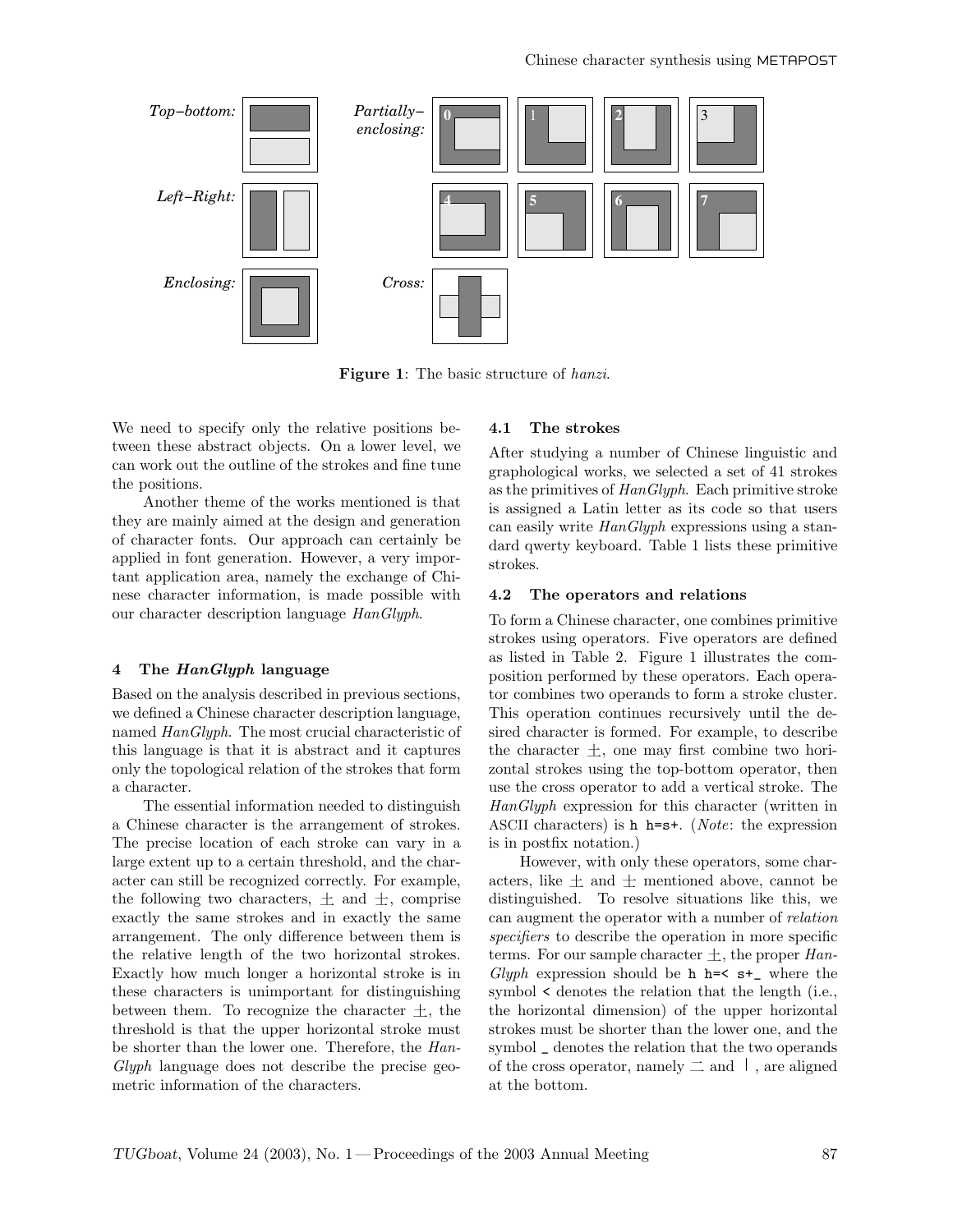Top–bottom: | Partially–enclosing: 0 1 2 3

Left–Right: | 4 5 6 7

Enclosing: | Cross:

**Figure 1**: The basic structure of *hanzi*.

We need to specify only the relative positions between these abstract objects. On a lower level, we can work out the outline of the strokes and fine tune the positions.

Another theme of the works mentioned is that they are mainly aimed at the design and generation of character fonts. Our approach can certainly be applied in font generation. However, a very important application area, namely the exchange of Chinese character information, is made possible with our character description language *HanGlyph*.

## 4 The *HanGlyph* language

Based on the analysis described in previous sections, we defined a Chinese character description language, named *HanGlyph*. The most crucial characteristic of this language is that it is abstract and it captures only the topological relation of the strokes that form a character.

The essential information needed to distinguish a Chinese character is the arrangement of strokes. The precise location of each stroke can vary in a large extent up to a certain threshold, and the character can still be recognized correctly. For example, the following two characters, 土 and 士, comprise exactly the same strokes and in exactly the same arrangement. The only difference between them is the relative length of the two horizontal strokes. Exactly how much longer a horizontal stroke is in these characters is unimportant for distinguishing between them. To recognize the character 土, the threshold is that the upper horizontal stroke must be shorter than the lower one. Therefore, the *HanGlyph* language does not describe the precise geometric information of the characters.

### 4.1 The strokes

After studying a number of Chinese linguistic and graphological works, we selected a set of 41 strokes as the primitives of *HanGlyph*. Each primitive stroke is assigned a Latin letter as its code so that users can easily write *HanGlyph* expressions using a standard qwerty keyboard. Table 1 lists these primitive strokes.

### 4.2 The operators and relations

To form a Chinese character, one combines primitive strokes using operators. Five operators are defined as listed in Table 2. Figure 1 illustrates the composition performed by these operators. Each operator combines two operands to form a stroke cluster. This operation continues recursively until the desired character is formed. For example, to describe the character 土, one may first combine two horizontal strokes using the top-bottom operator, then use the cross operator to add a vertical stroke. The *HanGlyph* expression for this character (written in ASCII characters) is `h h=s+`. (*Note*: the expression is in postfix notation.)

However, with only these operators, some characters, like 土 and 士 mentioned above, cannot be distinguished. To resolve situations like this, we can augment the operator with a number of *relation specifiers* to describe the operation in more specific terms. For our sample character 土, the proper *HanGlyph* expression should be `h h=< s+_` where the symbol `<` denotes the relation that the length (i.e., the horizontal dimension) of the upper horizontal strokes must be shorter than the lower one, and the symbol `_` denotes the relation that the two operands of the cross operator, namely 二 and 丨, are aligned at the bottom.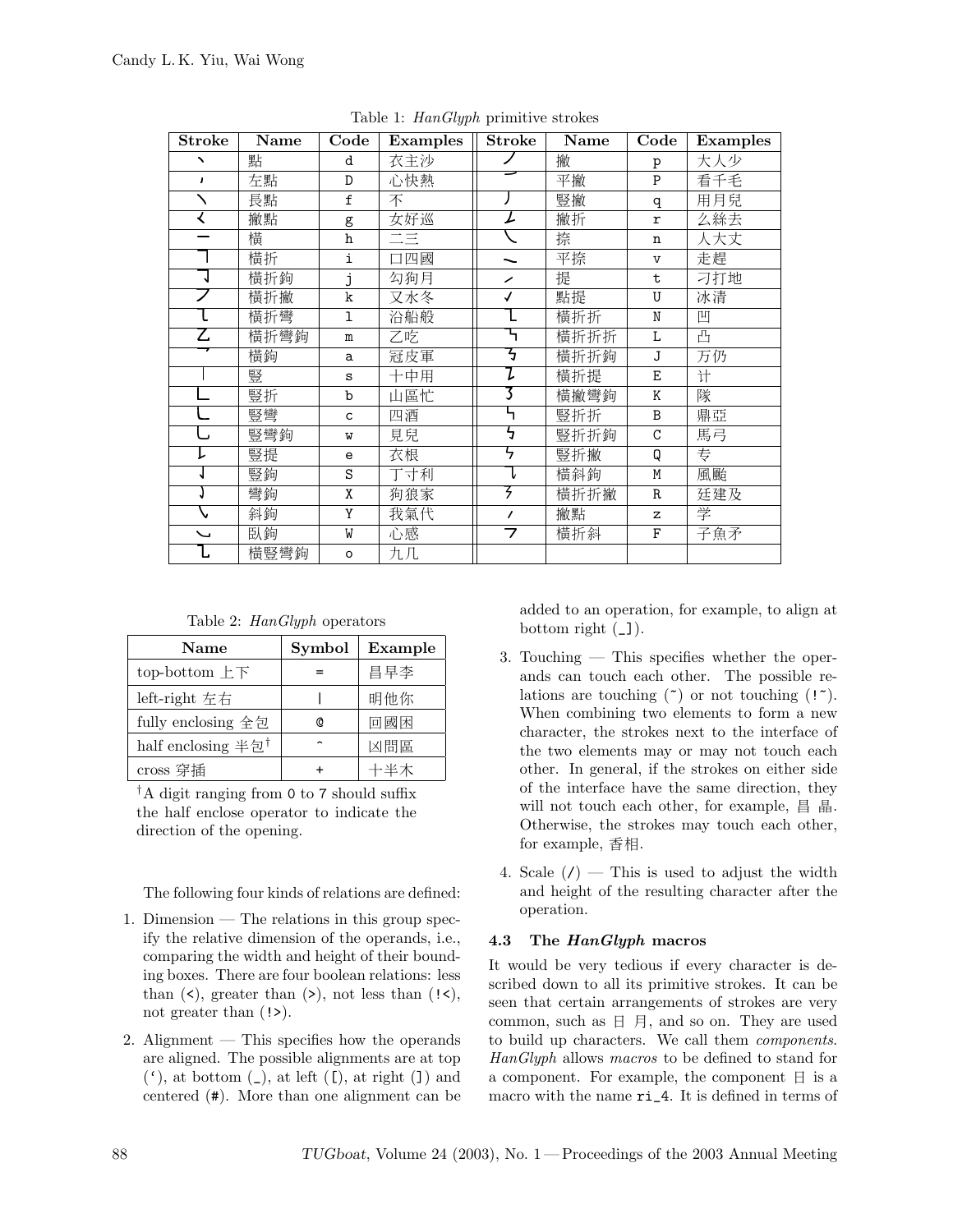Table 1: *HanGlyph* primitive strokes

| Stroke | Name | Code | Examples | Stroke | Name | Code | Examples |
|---|---|---|---|---|---|---|---|
| 丶 | 點 | d | 衣主沙 | ノ | 撇 | p | 大人少 |
| ′ | 左點 | D | 心快熱 | ㇀ | 平撇 | P | 看千毛 |
| ㇏ | 長點 | f | 不 | ㇓ | 豎撇 | q | 用月兒 |
| く | 撇點 | g | 女好巡 | ㇜ | 撇折 | r | 么絲去 |
| 一 | 橫 | h | 二三 | ㇏ | 捺 | n | 人大丈 |
| ㇕ | 橫折 | i | 口四國 | ㇍ | 平捺 | v | 走趕 |
| ㇆ | 橫折鉤 | j | 勾狗月 | ㇀ | 提 | t | 刁打地 |
| ㇇ | 橫折撇 | k | 又水冬 | ✓ | 點提 | U | 冰清 |
| ㇅ | 橫折彎 | l | 沿船般 | ㇄ | 橫折折 | N | 凹 |
| ㇠ | 橫折彎鉤 | m | 乙吃 | ㇅ | 橫折折折 | L | 凸 |
| ㇖ | 橫鉤 | a | 冠皮軍 | ㇌ | 橫折折鉤 | J | 万仍 |
| 丨 | 豎 | s | 十中用 | ㇊ | 橫折提 | E | 计 |
| ㇗ | 豎折 | b | 山區忙 | ㇋ | 橫撇彎鉤 | K | 隊 |
| ㇄ | 豎彎 | c | 四酒 | ㇉ | 豎折折 | B | 鼎亞 |
| ㇟ | 豎彎鉤 | w | 見兒 | ㇉ | 豎折折鉤 | C | 馬弓 |
| ㇙ | 豎提 | e | 衣根 | ㇉ | 豎折撇 | Q | 专 |
| ㇚ | 豎鉤 | S | 丁寸利 | ㇈ | 橫斜鉤 | M | 風颱 |
| ㇁ | 彎鉤 | X | 狗狼家 | ㇎ | 橫折折撇 | R | 廷建及 |
| ㇂ | 斜鉤 | Y | 我氣代 | ′ | 撇點 | z | 学 |
| ㇃ | 臥鉤 | W | 心感 | ㇇ | 橫折斜 | F | 子魚矛 |
| ㇈ | 橫豎彎鉤 | o | 九几 | | | | |

Table 2: *HanGlyph* operators

| Name | Symbol | Example |
|---|---|---|
| top-bottom 上下 | = | 昌早李 |
| left-right 左右 | \| | 明他你 |
| fully enclosing 全包 | @ | 回國困 |
| half enclosing 半包† | ^ | 凶問區 |
| cross 穿插 | + | 十半木 |

†A digit ranging from 0 to 7 should suffix the half enclose operator to indicate the direction of the opening.

The following four kinds of relations are defined:

1. Dimension — The relations in this group specify the relative dimension of the operands, i.e., comparing the width and height of their bounding boxes. There are four boolean relations: less than (<), greater than (>), not less than (!<), not greater than (!>).
2. Alignment — This specifies how the operands are aligned. The possible alignments are at top (‘), at bottom (_), at left ([), at right (]) and centered (#). More than one alignment can be added to an operation, for example, to align at bottom right (_]).
3. Touching — This specifies whether the operands can touch each other. The possible relations are touching (~) or not touching (!~). When combining two elements to form a new character, the strokes next to the interface of the two elements may or may not touch each other. In general, if the strokes on either side of the interface have the same direction, they will not touch each other, for example, 昌 晶. Otherwise, the strokes may touch each other, for example, 香相.
4. Scale (/) — This is used to adjust the width and height of the resulting character after the operation.

### 4.3 The *HanGlyph* macros

It would be very tedious if every character is described down to all its primitive strokes. It can be seen that certain arrangements of strokes are very common, such as 日 月, and so on. They are used to build up characters. We call them *components*. *HanGlyph* allows *macros* to be defined to stand for a component. For example, the component 日 is a macro with the name ri_4. It is defined in terms of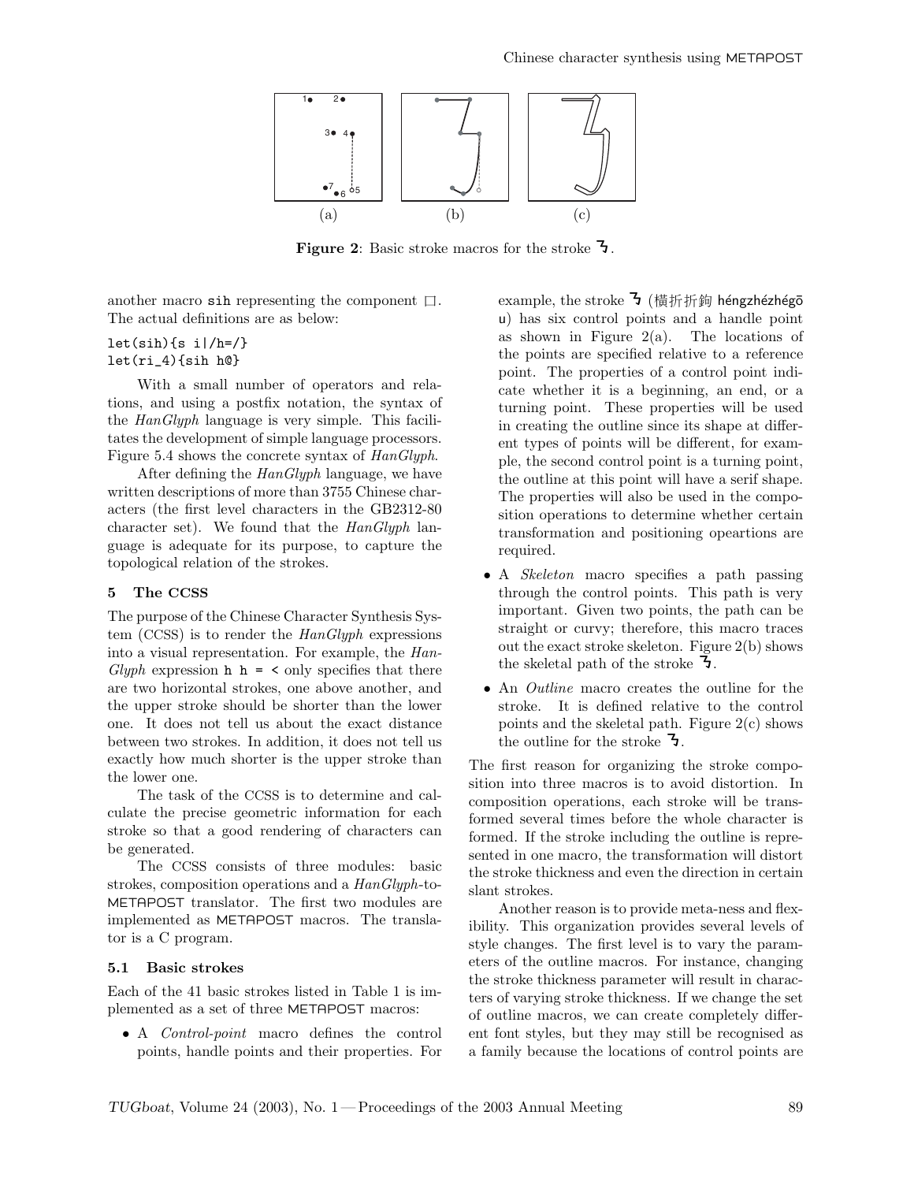(a) (b) (c)

**Figure 2**: Basic stroke macros for the stroke ㇋.

another macro sih representing the component □. The actual definitions are as below:

```
let(sih){s i|/h=/}
let(ri_4){sih h@}
```

With a small number of operators and relations, and using a postfix notation, the syntax of the *HanGlyph* language is very simple. This facilitates the development of simple language processors. Figure 5.4 shows the concrete syntax of *HanGlyph*.

After defining the *HanGlyph* language, we have written descriptions of more than 3755 Chinese characters (the first level characters in the GB2312-80 character set). We found that the *HanGlyph* language is adequate for its purpose, to capture the topological relation of the strokes.

## 5 The CCSS

The purpose of the Chinese Character Synthesis System (CCSS) is to render the *HanGlyph* expressions into a visual representation. For example, the *HanGlyph* expression `h h = <` only specifies that there are two horizontal strokes, one above another, and the upper stroke should be shorter than the lower one. It does not tell us about the exact distance between two strokes. In addition, it does not tell us exactly how much shorter is the upper stroke than the lower one.

The task of the CCSS is to determine and calculate the precise geometric information for each stroke so that a good rendering of characters can be generated.

The CCSS consists of three modules: basic strokes, composition operations and a *HanGlyph*-to-METAPOST translator. The first two modules are implemented as METAPOST macros. The translator is a C program.

### 5.1 Basic strokes

Each of the 41 basic strokes listed in Table 1 is implemented as a set of three METAPOST macros:

- A *Control-point* macro defines the control points, handle points and their properties. For example, the stroke ㇋ (橫折折鉤 héngzhézhégōu) has six control points and a handle point as shown in Figure 2(a). The locations of the points are specified relative to a reference point. The properties of a control point indicate whether it is a beginning, an end, or a turning point. These properties will be used in creating the outline since its shape at different types of points will be different, for example, the second control point is a turning point, the outline at this point will have a serif shape. The properties will also be used in the composition operations to determine whether certain transformation and positioning opeartions are required.
- A *Skeleton* macro specifies a path passing through the control points. This path is very important. Given two points, the path can be straight or curvy; therefore, this macro traces out the exact stroke skeleton. Figure 2(b) shows the skeletal path of the stroke ㇋.
- An *Outline* macro creates the outline for the stroke. It is defined relative to the control points and the skeletal path. Figure 2(c) shows the outline for the stroke ㇋.

The first reason for organizing the stroke composition into three macros is to avoid distortion. In composition operations, each stroke will be transformed several times before the whole character is formed. If the stroke including the outline is represented in one macro, the transformation will distort the stroke thickness and even the direction in certain slant strokes.

Another reason is to provide meta-ness and flexibility. This organization provides several levels of style changes. The first level is to vary the parameters of the outline macros. For instance, changing the stroke thickness parameter will result in characters of varying stroke thickness. If we change the set of outline macros, we can create completely different font styles, but they may still be recognised as a family because the locations of control points are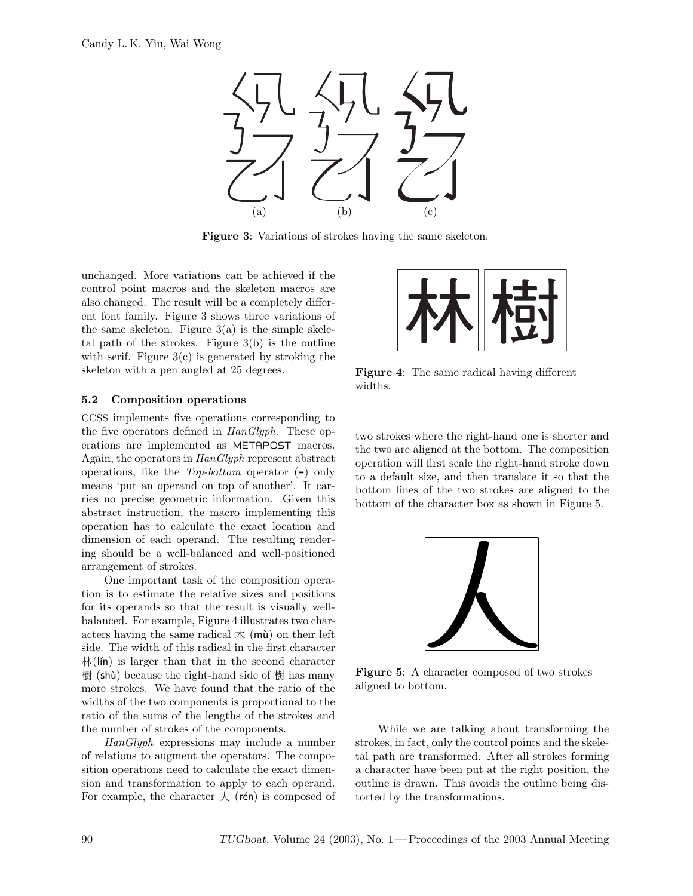(a) (b) (c)

**Figure 3**: Variations of strokes having the same skeleton.

unchanged. More variations can be achieved if the control point macros and the skeleton macros are also changed. The result will be a completely different font family. Figure 3 shows three variations of the same skeleton. Figure 3(a) is the simple skeletal path of the strokes. Figure 3(b) is the outline with serif. Figure 3(c) is generated by stroking the skeleton with a pen angled at 25 degrees.

### 5.2 Composition operations

CCSS implements five operations corresponding to the five operators defined in *HanGlyph*. These operations are implemented as METAPOST macros. Again, the operators in *HanGlyph* represent abstract operations, like the *Top-bottom* operator (=) only means 'put an operand on top of another'. It carries no precise geometric information. Given this abstract instruction, the macro implementing this operation has to calculate the exact location and dimension of each operand. The resulting rendering should be a well-balanced and well-positioned arrangement of strokes.

One important task of the composition operation is to estimate the relative sizes and positions for its operands so that the result is visually well-balanced. For example, Figure 4 illustrates two characters having the same radical 木 (mù) on their left side. The width of this radical in the first character 林(lín) is larger than that in the second character 樹 (shù) because the right-hand side of 樹 has many more strokes. We have found that the ratio of the widths of the two components is proportional to the ratio of the sums of the lengths of the strokes and the number of strokes of the components.

*HanGlyph* expressions may include a number of relations to augment the operators. The composition operations need to calculate the exact dimension and transformation to apply to each operand. For example, the character 人 (rén) is composed of two strokes where the right-hand one is shorter and the two are aligned at the bottom. The composition operation will first scale the right-hand stroke down to a default size, and then translate it so that the bottom lines of the two strokes are aligned to the bottom of the character box as shown in Figure 5.

林 樹

**Figure 4**: The same radical having different widths.

人

**Figure 5**: A character composed of two strokes aligned to bottom.

While we are talking about transforming the strokes, in fact, only the control points and the skeletal path are transformed. After all strokes forming a character have been put at the right position, the outline is drawn. This avoids the outline being distorted by the transformations.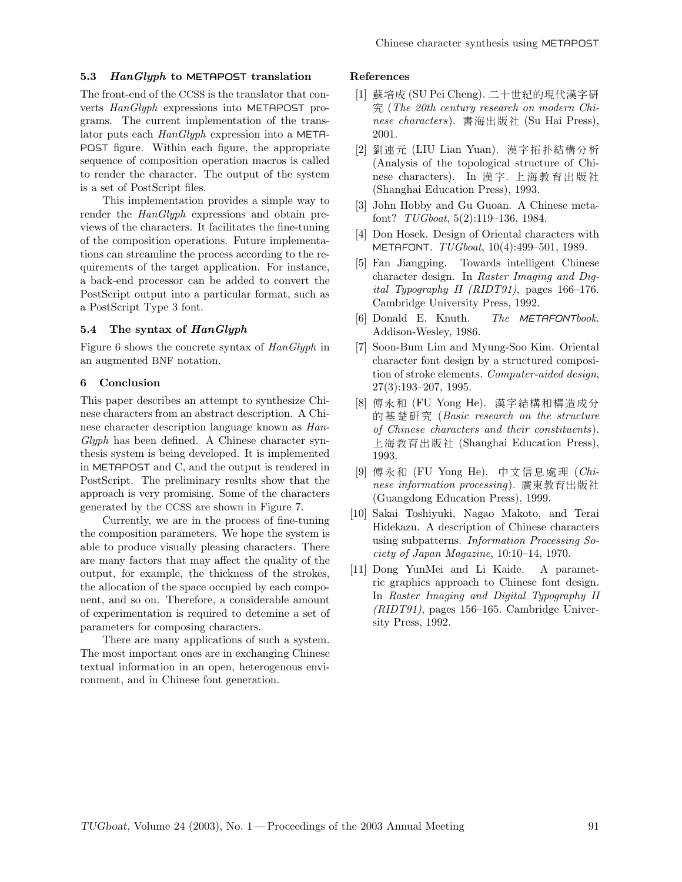### 5.3 *HanGlyph* to METAPOST translation

The front-end of the CCSS is the translator that converts *HanGlyph* expressions into METAPOST programs. The current implementation of the translator puts each *HanGlyph* expression into a METAPOST figure. Within each figure, the appropriate sequence of composition operation macros is called to render the character. The output of the system is a set of PostScript files.

This implementation provides a simple way to render the *HanGlyph* expressions and obtain previews of the characters. It facilitates the fine-tuning of the composition operations. Future implementations can streamline the process according to the requirements of the target application. For instance, a back-end processor can be added to convert the PostScript output into a particular format, such as a PostScript Type 3 font.

### 5.4 The syntax of *HanGlyph*

Figure 6 shows the concrete syntax of *HanGlyph* in an augmented BNF notation.

## 6 Conclusion

This paper describes an attempt to synthesize Chinese characters from an abstract description. A Chinese character description language known as *HanGlyph* has been defined. A Chinese character synthesis system is being developed. It is implemented in METAPOST and C, and the output is rendered in PostScript. The preliminary results show that the approach is very promising. Some of the characters generated by the CCSS are shown in Figure 7.

Currently, we are in the process of fine-tuning the composition parameters. We hope the system is able to produce visually pleasing characters. There are many factors that may affect the quality of the output, for example, the thickness of the strokes, the allocation of the space occupied by each component, and so on. Therefore, a considerable amount of experimentation is required to detemine a set of parameters for composing characters.

There are many applications of such a system. The most important ones are in exchanging Chinese textual information in an open, heterogenous environment, and in Chinese font generation.

## References

[1] 蘇培成 (SU Pei Cheng). 二十世紀的現代漢字研究 (*The 20th century research on modern Chinese characters*). 書海出版社 (Su Hai Press), 2001.

[2] 劉連元 (LIU Lian Yuan). 漢字拓扑結構分析 (Analysis of the topological structure of Chinese characters). In 漢字. 上海教育出版社 (Shanghai Education Press), 1993.

[3] John Hobby and Gu Guoan. A Chinese metafont? *TUGboat*, 5(2):119–136, 1984.

[4] Don Hosek. Design of Oriental characters with METAFONT. *TUGboat*, 10(4):499–501, 1989.

[5] Fan Jiangping. Towards intelligent Chinese character design. In *Raster Imaging and Digital Typography II (RIDT91)*, pages 166–176. Cambridge University Press, 1992.

[6] Donald E. Knuth. *The METAFONTbook*. Addison-Wesley, 1986.

[7] Soon-Bum Lim and Myung-Soo Kim. Oriental character font design by a structured composition of stroke elements. *Computer-aided design*, 27(3):193–207, 1995.

[8] 傅永和 (FU Yong He). 漢字結構和構造成分的基楚研究 (*Basic research on the structure of Chinese characters and their constituents*). 上海教育出版社 (Shanghai Education Press), 1993.

[9] 傅永和 (FU Yong He). 中文信息處理 (*Chinese information processing*). 廣東教育出版社 (Guangdong Education Press), 1999.

[10] Sakai Toshiyuki, Nagao Makoto, and Terai Hidekazu. A description of Chinese characters using subpatterns. *Information Processing Society of Japan Magazine*, 10:10–14, 1970.

[11] Dong YunMei and Li Kaide. A parametric graphics approach to Chinese font design. In *Raster Imaging and Digital Typography II (RIDT91)*, pages 156–165. Cambridge University Press, 1992.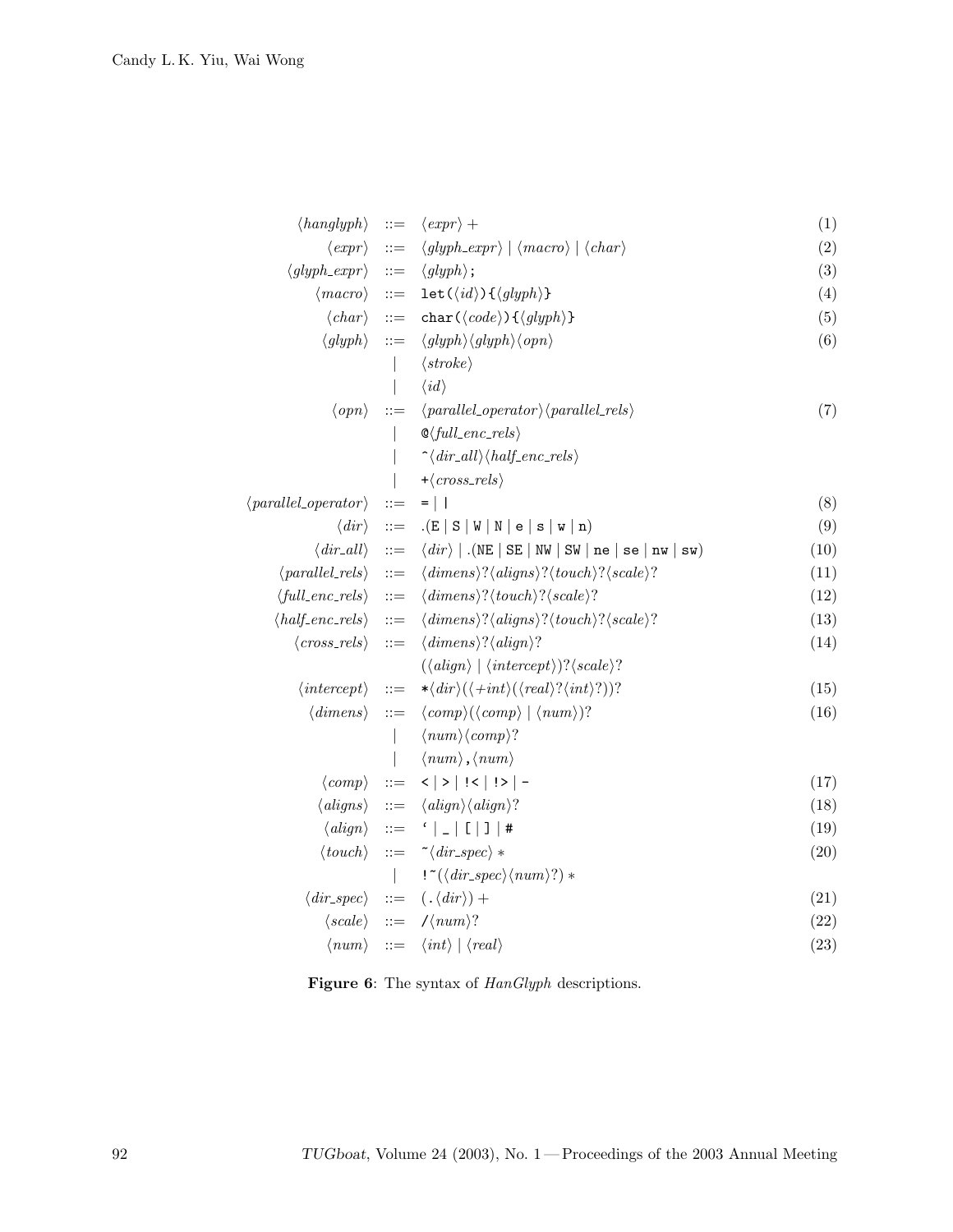```
⟨hanglyph⟩          ::=  ⟨expr⟩+                                                  (1)
⟨expr⟩              ::=  ⟨glyph_expr⟩ | ⟨macro⟩ | ⟨char⟩                          (2)
⟨glyph_expr⟩        ::=  ⟨glyph⟩;                                                 (3)
⟨macro⟩             ::=  let(⟨id⟩){⟨glyph⟩}                                       (4)
⟨char⟩              ::=  char(⟨code⟩){⟨glyph⟩}                                    (5)
⟨glyph⟩             ::=  ⟨glyph⟩⟨glyph⟩⟨opn⟩                                      (6)
                     |   ⟨stroke⟩
                     |   ⟨id⟩
⟨opn⟩               ::=  ⟨parallel_operator⟩⟨parallel_rels⟩                       (7)
                     |   @⟨full_enc_rels⟩
                     |   ^⟨dir_all⟩⟨half_enc_rels⟩
                     |   +⟨cross_rels⟩
⟨parallel_operator⟩ ::=  = | |                                                    (8)
⟨dir⟩               ::=  .(E | S | W | N | e | s | w | n)                         (9)
⟨dir_all⟩           ::=  ⟨dir⟩ | .(NE | SE | NW | SW | ne | se | nw | sw)        (10)
⟨parallel_rels⟩     ::=  ⟨dimens⟩?⟨aligns⟩?⟨touch⟩?⟨scale⟩?                       (11)
⟨full_enc_rels⟩     ::=  ⟨dimens⟩?⟨touch⟩?⟨scale⟩?                                (12)
⟨half_enc_rels⟩     ::=  ⟨dimens⟩?⟨aligns⟩?⟨touch⟩?⟨scale⟩?                       (13)
⟨cross_rels⟩        ::=  ⟨dimens⟩?⟨align⟩?                                        (14)
                         (⟨align⟩ | ⟨intercept⟩)?⟨scale⟩?
⟨intercept⟩         ::=  *⟨dir⟩(⟨+int⟩(⟨real⟩?⟨int⟩?))?                          (15)
⟨dimens⟩            ::=  ⟨comp⟩(⟨comp⟩ | ⟨num⟩)?                                  (16)
                     |   ⟨num⟩⟨comp⟩?
                     |   ⟨num⟩,⟨num⟩
⟨comp⟩              ::=  < | > | !< | !> | -                                      (17)
⟨aligns⟩            ::=  ⟨align⟩⟨align⟩?                                          (18)
⟨align⟩             ::=  ` | _ | [ | ] | #                                        (19)
⟨touch⟩             ::=  ~⟨dir_spec⟩*                                             (20)
                     |   !~(⟨dir_spec⟩⟨num⟩?)*
⟨dir_spec⟩          ::=  (.⟨dir⟩)+                                                (21)
⟨scale⟩             ::=  /⟨num⟩?                                                  (22)
⟨num⟩               ::=  ⟨int⟩ | ⟨real⟩                                           (23)
```

**Figure 6**: The syntax of *HanGlyph* descriptions.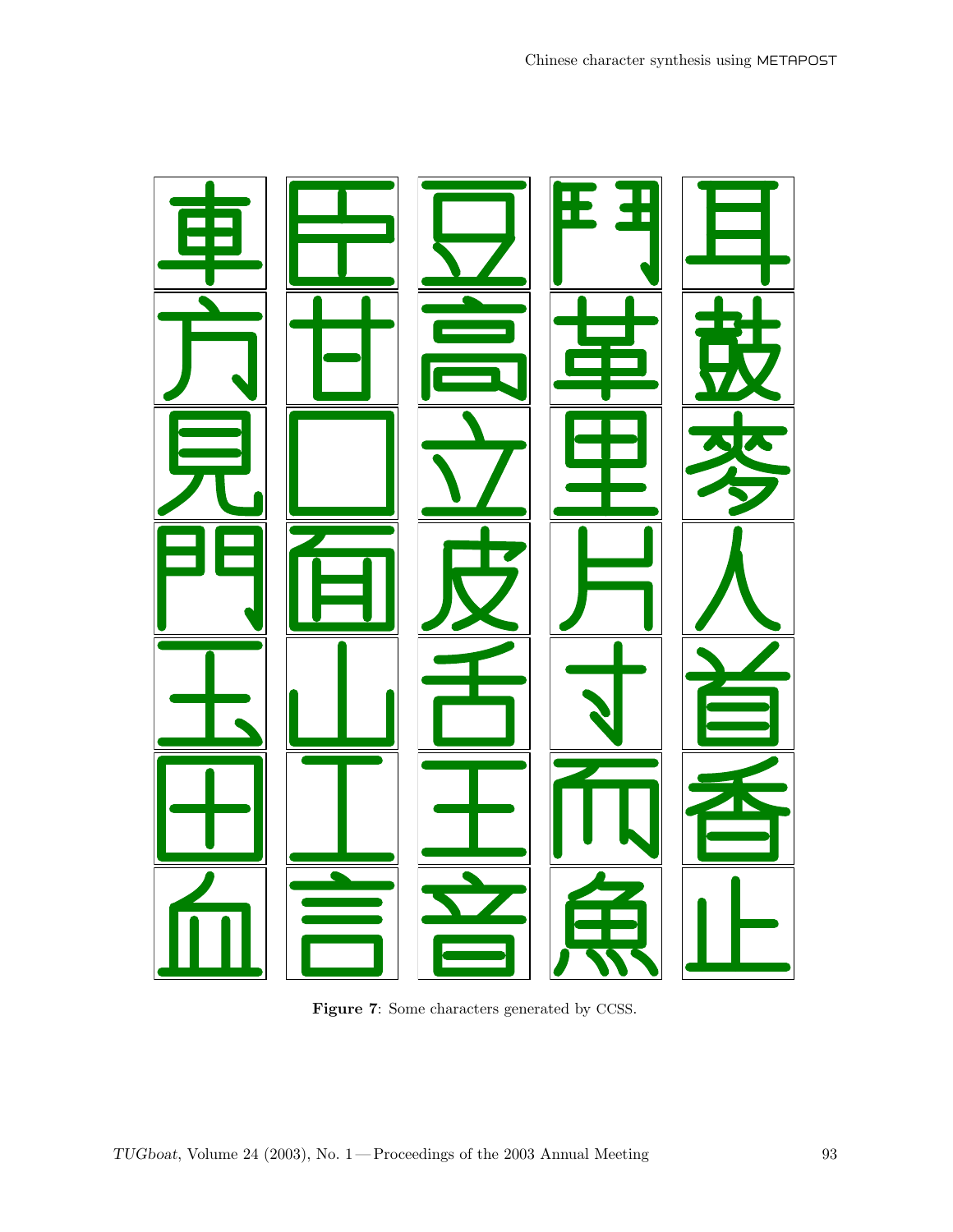**Figure 7**: Some characters generated by CCSS.